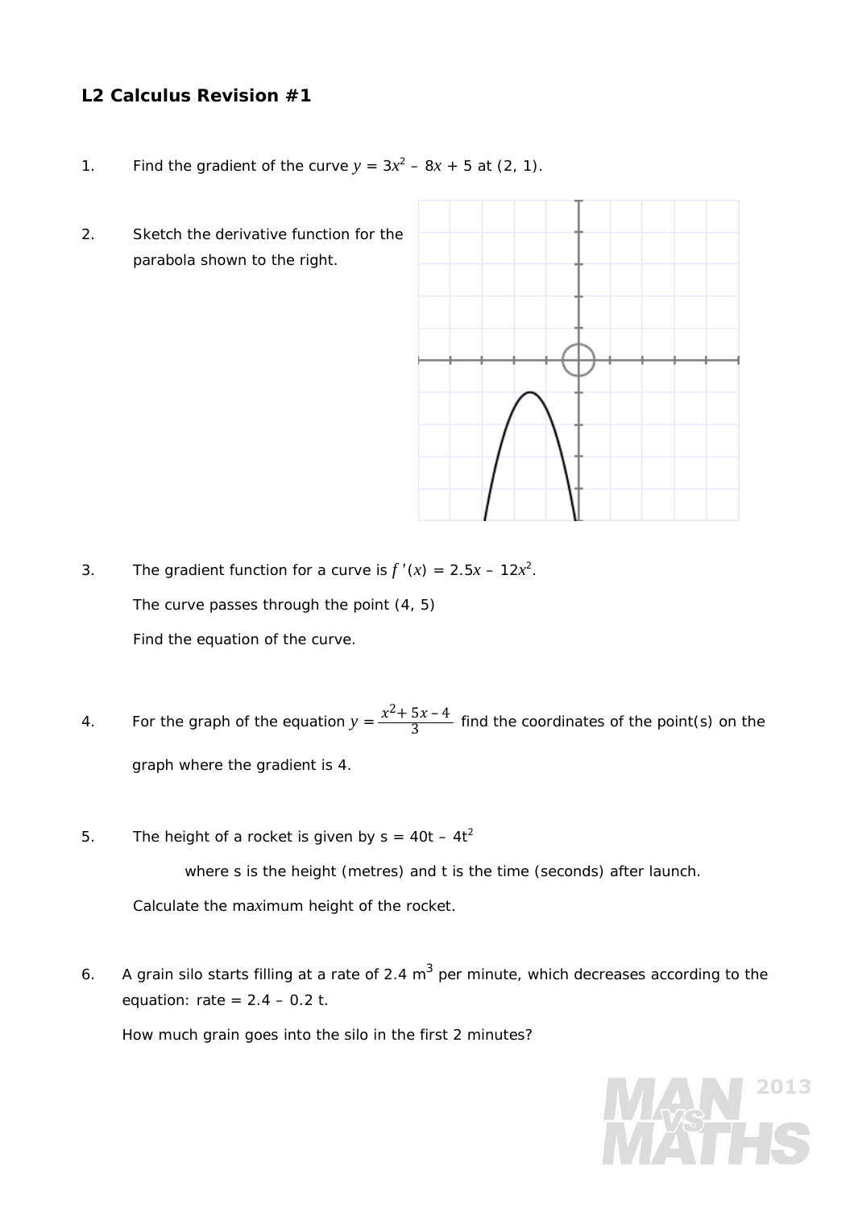## L2 Calculus Revision #1

1. Find the gradient of the curve $y = 3x^2 - 8x + 5$ at (2, 1).

2. Sketch the derivative function for the parabola shown to the right.

3. The gradient function for a curve is $f\,'(x) = 2.5x - 12x^2$.

   The curve passes through the point (4, 5)

   Find the equation of the curve.

4. For the graph of the equation $y = \frac{x^2 + 5x - 4}{3}$ find the coordinates of the point(s) on the graph where the gradient is 4.

5. The height of a rocket is given by $s = 40t - 4t^2$

   where s is the height (metres) and t is the time (seconds) after launch.

   Calculate the maximum height of the rocket.

6. A grain silo starts filling at a rate of 2.4 $m^3$ per minute, which decreases according to the equation: rate = 2.4 – 0.2 t.

   How much grain goes into the silo in the first 2 minutes?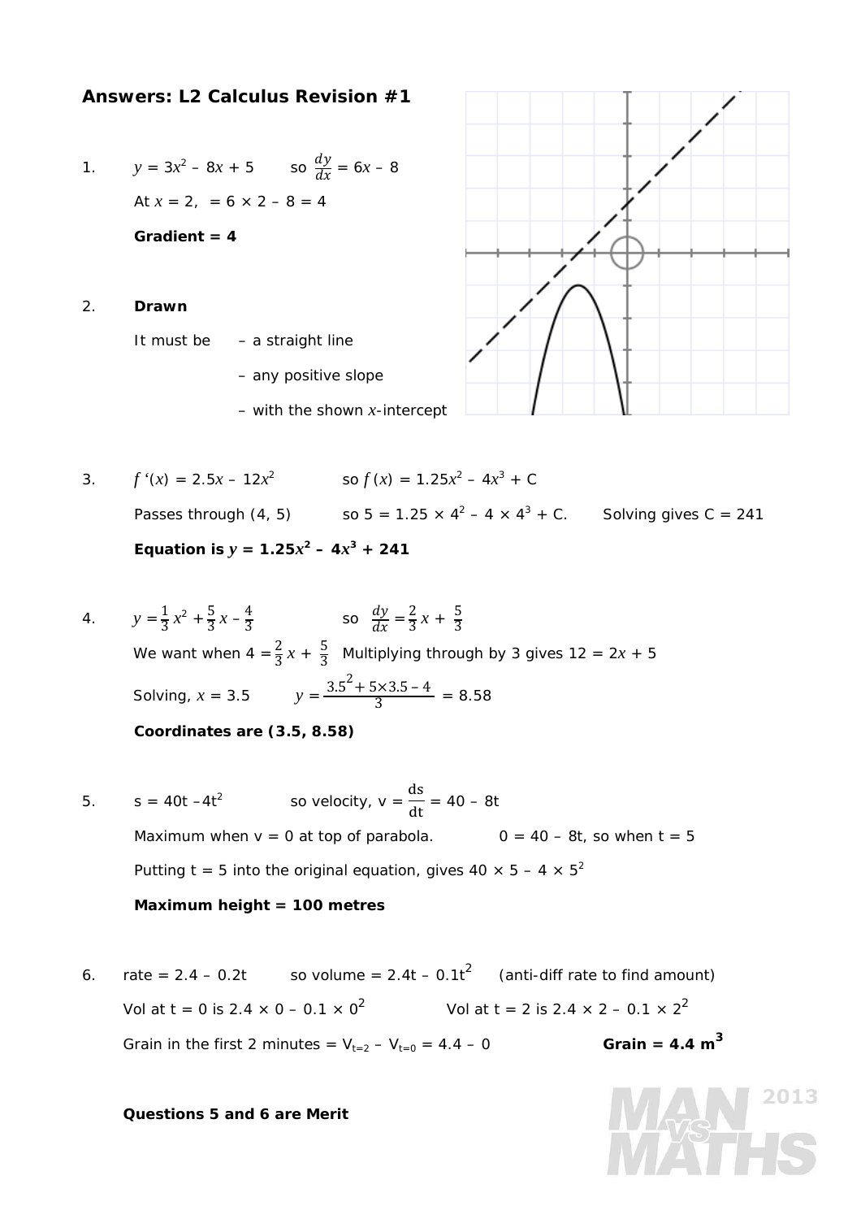## Answers: L2 Calculus Revision #1

1. $y = 3x^2 - 8x + 5$ so $\frac{dy}{dx} = 6x - 8$

   At $x = 2$, $= 6 \times 2 - 8 = 4$

   **Gradient = 4**

2. **Drawn**

   It must be – a straight line

   – any positive slope

   – with the shown $x$-intercept

3. $f'(x) = 2.5x - 12x^2$ so $f(x) = 1.25x^2 - 4x^3 + C$

   Passes through (4, 5) so $5 = 1.25 \times 4^2 - 4 \times 4^3 + C$. Solving gives C = 241

   **Equation is $y = 1.25x^2 - 4x^3 + 241$**

4. $y = \frac{1}{3}x^2 + \frac{5}{3}x - \frac{4}{3}$ so $\frac{dy}{dx} = \frac{2}{3}x + \frac{5}{3}$

   We want when $4 = \frac{2}{3}x + \frac{5}{3}$ Multiplying through by 3 gives $12 = 2x + 5$

   Solving, $x = 3.5$ $y = \frac{3.5^2 + 5 \times 3.5 - 4}{3} = 8.58$

   **Coordinates are (3.5, 8.58)**

5. $s = 40t - 4t^2$ so velocity, $v = \frac{ds}{dt} = 40 - 8t$

   Maximum when v = 0 at top of parabola. $0 = 40 - 8t$, so when t = 5

   Putting t = 5 into the original equation, gives $40 \times 5 - 4 \times 5^2$

   **Maximum height = 100 metres**

6. rate = $2.4 - 0.2t$ so volume = $2.4t - 0.1t^2$ (anti-diff rate to find amount)

   Vol at t = 0 is $2.4 \times 0 - 0.1 \times 0^2$ Vol at t = 2 is $2.4 \times 2 - 0.1 \times 2^2$

   Grain in the first 2 minutes = $V_{t=2} - V_{t=0} = 4.4 - 0$ **Grain = 4.4 $m^3$**

**Questions 5 and 6 are Merit**